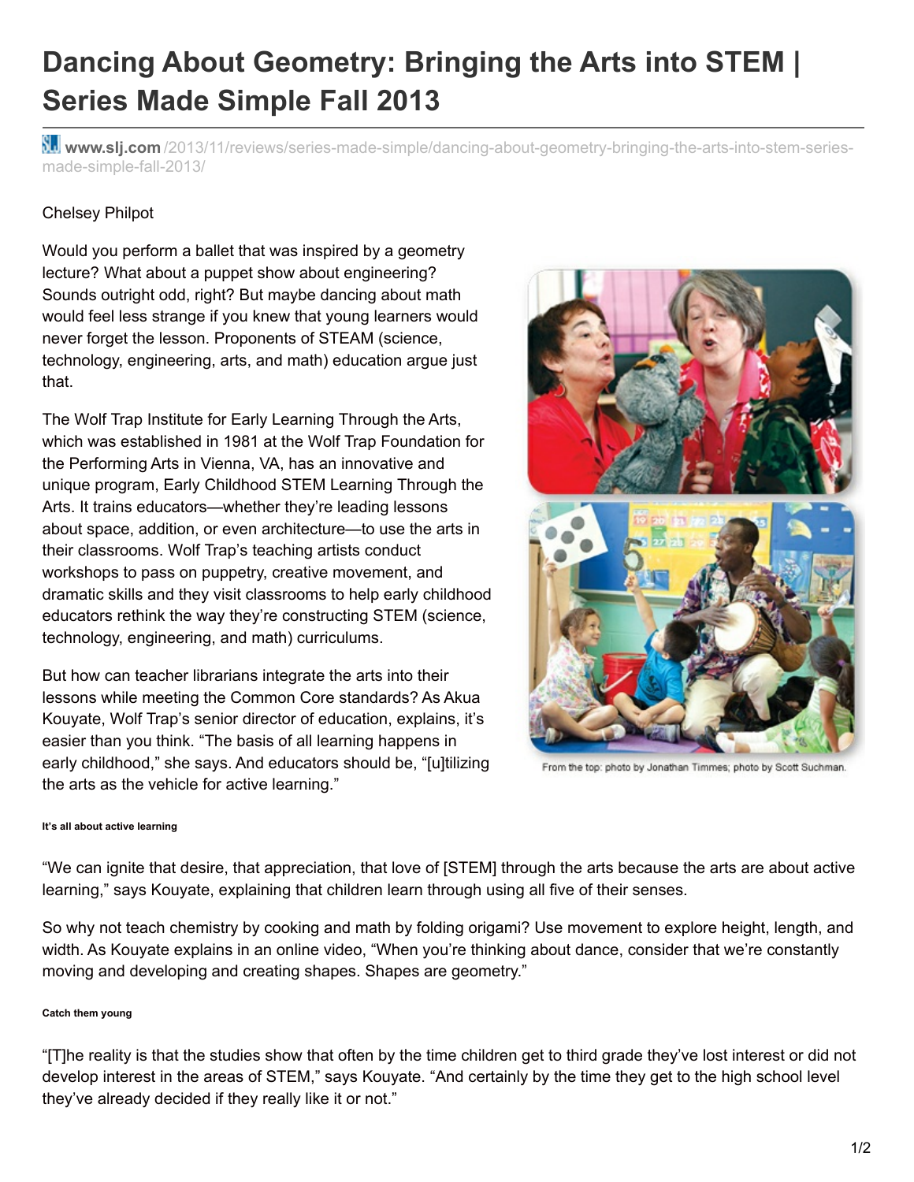# Dancing About Geometry: Bringing the Arts into STEM | Series Made Simple Fall 2013

www.slj.com/2013/11/reviews/series-made-simple/dancing-about-geometry-bringing-the-arts-into-stem-series-made-simple-fall-2013/

Chelsey Philpot

Would you perform a ballet that was inspired by a geometry lecture? What about a puppet show about engineering? Sounds outright odd, right? But maybe dancing about math would feel less strange if you knew that young learners would never forget the lesson. Proponents of STEAM (science, technology, engineering, arts, and math) education argue just that.

The Wolf Trap Institute for Early Learning Through the Arts, which was established in 1981 at the Wolf Trap Foundation for the Performing Arts in Vienna, VA, has an innovative and unique program, Early Childhood STEM Learning Through the Arts. It trains educators—whether they're leading lessons about space, addition, or even architecture—to use the arts in their classrooms. Wolf Trap's teaching artists conduct workshops to pass on puppetry, creative movement, and dramatic skills and they visit classrooms to help early childhood educators rethink the way they're constructing STEM (science, technology, engineering, and math) curriculums.

From the top: photo by Jonathan Timmes; photo by Scott Suchman.

But how can teacher librarians integrate the arts into their lessons while meeting the Common Core standards? As Akua Kouyate, Wolf Trap's senior director of education, explains, it's easier than you think. "The basis of all learning happens in early childhood," she says. And educators should be, "[u]tilizing the arts as the vehicle for active learning."

###### It's all about active learning

"We can ignite that desire, that appreciation, that love of [STEM] through the arts because the arts are about active learning," says Kouyate, explaining that children learn through using all five of their senses.

So why not teach chemistry by cooking and math by folding origami? Use movement to explore height, length, and width. As Kouyate explains in an online video, "When you're thinking about dance, consider that we're constantly moving and developing and creating shapes. Shapes are geometry."

###### Catch them young

"[T]he reality is that the studies show that often by the time children get to third grade they've lost interest or did not develop interest in the areas of STEM," says Kouyate. "And certainly by the time they get to the high school level they've already decided if they really like it or not."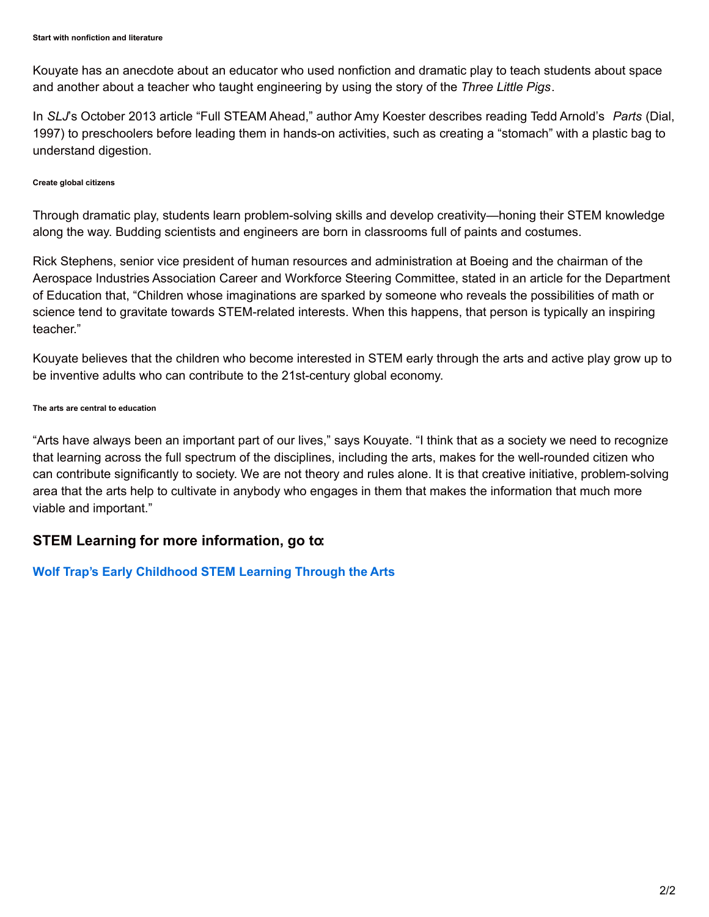#### Start with nonfiction and literature

Kouyate has an anecdote about an educator who used nonfiction and dramatic play to teach students about space and another about a teacher who taught engineering by using the story of the *Three Little Pigs*.

In *SLJ*'s October 2013 article "Full STEAM Ahead," author Amy Koester describes reading Tedd Arnold's *Parts* (Dial, 1997) to preschoolers before leading them in hands-on activities, such as creating a "stomach" with a plastic bag to understand digestion.

#### Create global citizens

Through dramatic play, students learn problem-solving skills and develop creativity—honing their STEM knowledge along the way. Budding scientists and engineers are born in classrooms full of paints and costumes.

Rick Stephens, senior vice president of human resources and administration at Boeing and the chairman of the Aerospace Industries Association Career and Workforce Steering Committee, stated in an article for the Department of Education that, "Children whose imaginations are sparked by someone who reveals the possibilities of math or science tend to gravitate towards STEM-related interests. When this happens, that person is typically an inspiring teacher."

Kouyate believes that the children who become interested in STEM early through the arts and active play grow up to be inventive adults who can contribute to the 21st-century global economy.

#### The arts are central to education

"Arts have always been an important part of our lives," says Kouyate. "I think that as a society we need to recognize that learning across the full spectrum of the disciplines, including the arts, makes for the well-rounded citizen who can contribute significantly to society. We are not theory and rules alone. It is that creative initiative, problem-solving area that the arts help to cultivate in anybody who engages in them that makes the information that much more viable and important."

### STEM Learning for more information, go to:

**Wolf Trap's Early Childhood STEM Learning Through the Arts**